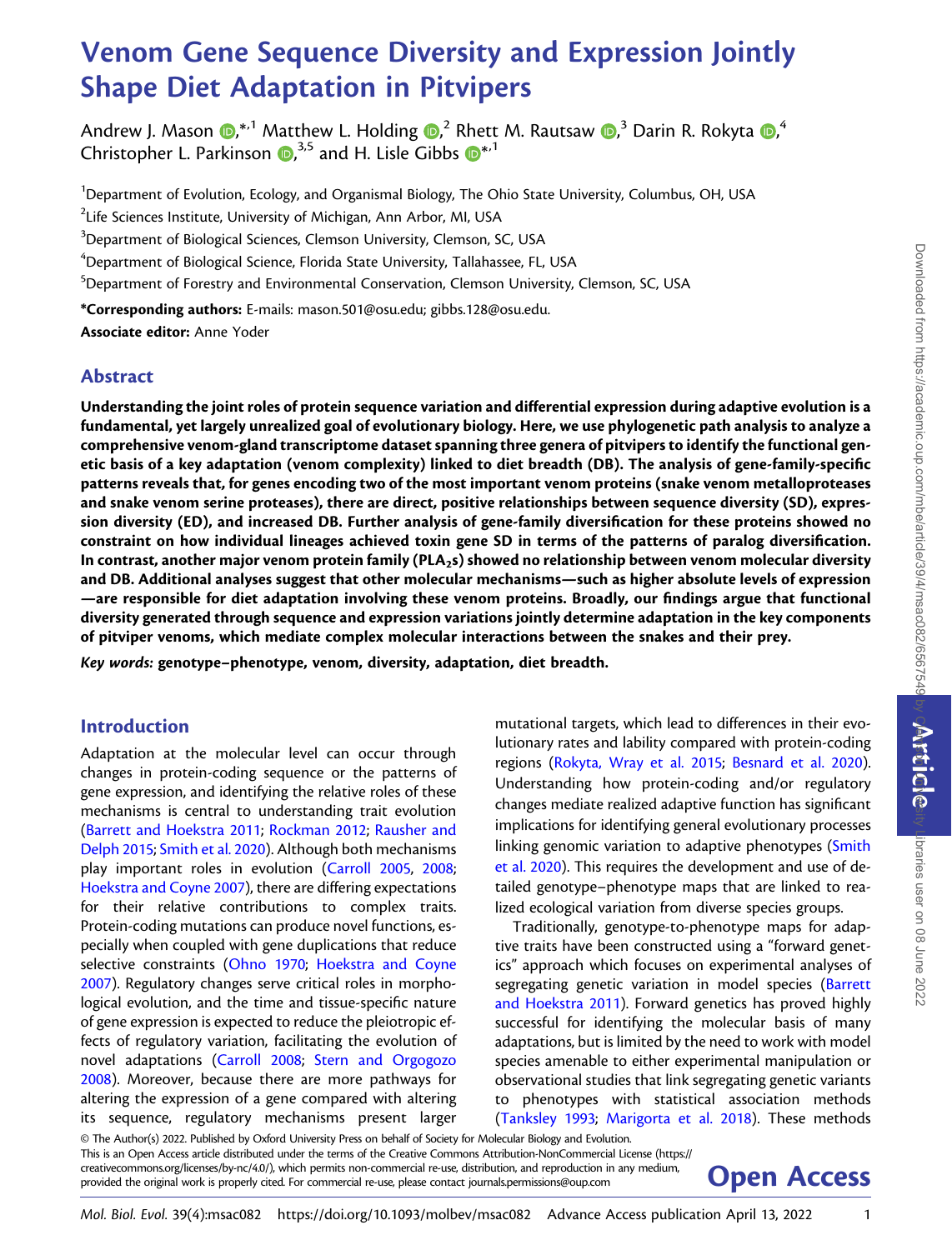# Venom Gene Sequence Diversity and Expression Jointly Shape Diet Adaptation in Pitvipers

Andrew J. Mason ,*[1] Matthew L. Holding ,[2] Rhett M. Rautsaw ,[3] Darin R. Rokyta ,[4] Christopher L. Parkinson ,[3,5] and H. Lisle Gibbs *[1]

[1]Department of Evolution, Ecology, and Organismal Biology, The Ohio State University, Columbus, OH, USA

[2]Life Sciences Institute, University of Michigan, Ann Arbor, MI, USA

[3]Department of Biological Sciences, Clemson University, Clemson, SC, USA

[4]Department of Biological Science, Florida State University, Tallahassee, FL, USA

[5]Department of Forestry and Environmental Conservation, Clemson University, Clemson, SC, USA

**\*Corresponding authors:** E-mails: mason.501@osu.edu; gibbs.128@osu.edu.

**Associate editor:** Anne Yoder

## Abstract

**Understanding the joint roles of protein sequence variation and differential expression during adaptive evolution is a fundamental, yet largely unrealized goal of evolutionary biology. Here, we use phylogenetic path analysis to analyze a comprehensive venom-gland transcriptome dataset spanning three genera of pitvipers to identify the functional genetic basis of a key adaptation (venom complexity) linked to diet breadth (DB). The analysis of gene-family-specific patterns reveals that, for genes encoding two of the most important venom proteins (snake venom metalloproteases and snake venom serine proteases), there are direct, positive relationships between sequence diversity (SD), expression diversity (ED), and increased DB. Further analysis of gene-family diversification for these proteins showed no constraint on how individual lineages achieved toxin gene SD in terms of the patterns of paralog diversification. In contrast, another major venom protein family (PLA$_2$s) showed no relationship between venom molecular diversity and DB. Additional analyses suggest that other molecular mechanisms—such as higher absolute levels of expression—are responsible for diet adaptation involving these venom proteins. Broadly, our findings argue that functional diversity generated through sequence and expression variations jointly determine adaptation in the key components of pitviper venoms, which mediate complex molecular interactions between the snakes and their prey.**

***Key words:*** **genotype–phenotype, venom, diversity, adaptation, diet breadth.**

## Introduction

Adaptation at the molecular level can occur through changes in protein-coding sequence or the patterns of gene expression, and identifying the relative roles of these mechanisms is central to understanding trait evolution (Barrett and Hoekstra 2011; Rockman 2012; Rausher and Delph 2015; Smith et al. 2020). Although both mechanisms play important roles in evolution (Carroll 2005, 2008; Hoekstra and Coyne 2007), there are differing expectations for their relative contributions to complex traits. Protein-coding mutations can produce novel functions, especially when coupled with gene duplications that reduce selective constraints (Ohno 1970; Hoekstra and Coyne 2007). Regulatory changes serve critical roles in morphological evolution, and the time and tissue-specific nature of gene expression is expected to reduce the pleiotropic effects of regulatory variation, facilitating the evolution of novel adaptations (Carroll 2008; Stern and Orgogozo 2008). Moreover, because there are more pathways for altering the expression of a gene compared with altering its sequence, regulatory mechanisms present larger mutational targets, which lead to differences in their evolutionary rates and lability compared with protein-coding regions (Rokyta, Wray et al. 2015; Besnard et al. 2020). Understanding how protein-coding and/or regulatory changes mediate realized adaptive function has significant implications for identifying general evolutionary processes linking genomic variation to adaptive phenotypes (Smith et al. 2020). This requires the development and use of detailed genotype–phenotype maps that are linked to realized ecological variation from diverse species groups.

Traditionally, genotype-to-phenotype maps for adaptive traits have been constructed using a "forward genetics" approach which focuses on experimental analyses of segregating genetic variation in model species (Barrett and Hoekstra 2011). Forward genetics has proved highly successful for identifying the molecular basis of many adaptations, but is limited by the need to work with model species amenable to either experimental manipulation or observational studies that link segregating genetic variants to phenotypes with statistical association methods (Tanksley 1993; Marigorta et al. 2018). These methods

© The Author(s) 2022. Published by Oxford University Press on behalf of Society for Molecular Biology and Evolution. This is an Open Access article distributed under the terms of the Creative Commons Attribution-NonCommercial License (https://creativecommons.org/licenses/by-nc/4.0/), which permits non-commercial re-use, distribution, and reproduction in any medium, provided the original work is properly cited. For commercial re-use, please contact journals.permissions@oup.com

**Open Access**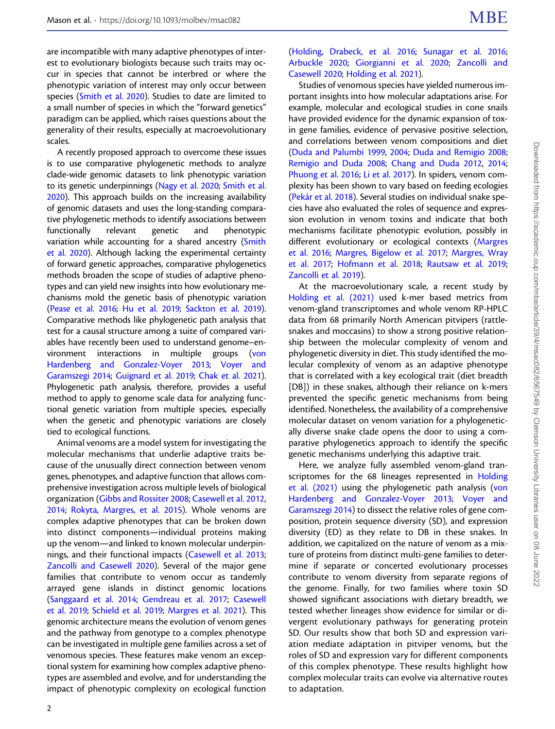are incompatible with many adaptive phenotypes of interest to evolutionary biologists because such traits may occur in species that cannot be interbred or where the phenotypic variation of interest may only occur between species (Smith et al. 2020). Studies to date are limited to a small number of species in which the "forward genetics" paradigm can be applied, which raises questions about the generality of their results, especially at macroevolutionary scales.

A recently proposed approach to overcome these issues is to use comparative phylogenetic methods to analyze clade-wide genomic datasets to link phenotypic variation to its genetic underpinnings (Nagy et al. 2020; Smith et al. 2020). This approach builds on the increasing availability of genomic datasets and uses the long-standing comparative phylogenetic methods to identify associations between functionally relevant genetic and phenotypic variation while accounting for a shared ancestry (Smith et al. 2020). Although lacking the experimental certainty of forward genetic approaches, comparative phylogenetics methods broaden the scope of studies of adaptive phenotypes and can yield new insights into how evolutionary mechanisms mold the genetic basis of phenotypic variation (Pease et al. 2016; Hu et al. 2019; Sackton et al. 2019). Comparative methods like phylogenetic path analysis that test for a causal structure among a suite of compared variables have recently been used to understand genome–environment interactions in multiple groups (von Hardenberg and Gonzalez-Voyer 2013; Voyer and Garamszegi 2014; Guignard et al. 2019; Chak et al. 2021). Phylogenetic path analysis, therefore, provides a useful method to apply to genome scale data for analyzing functional genetic variation from multiple species, especially when the genetic and phenotypic variations are closely tied to ecological functions.

Animal venoms are a model system for investigating the molecular mechanisms that underlie adaptive traits because of the unusually direct connection between venom genes, phenotypes, and adaptive function that allows comprehensive investigation across multiple levels of biological organization (Gibbs and Rossiter 2008; Casewell et al. 2012, 2014; Rokyta, Margres, et al. 2015). Whole venoms are complex adaptive phenotypes that can be broken down into distinct components—individual proteins making up the venom—and linked to known molecular underpinnings, and their functional impacts (Casewell et al. 2013; Zancolli and Casewell 2020). Several of the major gene families that contribute to venom occur as tandemly arrayed gene islands in distinct genomic locations (Sanggaard et al. 2014; Gendreau et al. 2017; Casewell et al. 2019; Schield et al. 2019; Margres et al. 2021). This genomic architecture means the evolution of venom genes and the pathway from genotype to a complex phenotype can be investigated in multiple gene families across a set of venomous species. These features make venom an exceptional system for examining how complex adaptive phenotypes are assembled and evolve, and for understanding the impact of phenotypic complexity on ecological function (Holding, Drabeck, et al. 2016; Sunagar et al. 2016; Arbuckle 2020; Giorgianni et al. 2020; Zancolli and Casewell 2020; Holding et al. 2021).

Studies of venomous species have yielded numerous important insights into how molecular adaptations arise. For example, molecular and ecological studies in cone snails have provided evidence for the dynamic expansion of toxin gene families, evidence of pervasive positive selection, and correlations between venom compositions and diet (Duda and Palumbi 1999, 2004; Duda and Remigio 2008; Remigio and Duda 2008; Chang and Duda 2012, 2014; Phuong et al. 2016; Li et al. 2017). In spiders, venom complexity has been shown to vary based on feeding ecologies (Pekár et al. 2018). Several studies on individual snake species have also evaluated the roles of sequence and expression evolution in venom toxins and indicate that both mechanisms facilitate phenotypic evolution, possibly in different evolutionary or ecological contexts (Margres et al. 2016; Margres, Bigelow et al. 2017; Margres, Wray et al. 2017; Hofmann et al. 2018; Rautsaw et al. 2019; Zancolli et al. 2019).

At the macroevolutionary scale, a recent study by Holding et al. (2021) used k-mer based metrics from venom-gland transcriptomes and whole venom RP-HPLC data from 68 primarily North American pitvipers (rattlesnakes and moccasins) to show a strong positive relationship between the molecular complexity of venom and phylogenetic diversity in diet. This study identified the molecular complexity of venom as an adaptive phenotype that is correlated with a key ecological trait (diet breadth [DB]) in these snakes, although their reliance on k-mers prevented the specific genetic mechanisms from being identified. Nonetheless, the availability of a comprehensive molecular dataset on venom variation for a phylogenetically diverse snake clade opens the door to using a comparative phylogenetics approach to identify the specific genetic mechanisms underlying this adaptive trait.

Here, we analyze fully assembled venom-gland transcriptomes for the 68 lineages represented in Holding et al. (2021) using the phylogenetic path analysis (von Hardenberg and Gonzalez-Voyer 2013; Voyer and Garamszegi 2014) to dissect the relative roles of gene composition, protein sequence diversity (SD), and expression diversity (ED) as they relate to DB in these snakes. In addition, we capitalized on the nature of venom as a mixture of proteins from distinct multi-gene families to determine if separate or concerted evolutionary processes contribute to venom diversity from separate regions of the genome. Finally, for two families where toxin SD showed significant associations with dietary breadth, we tested whether lineages show evidence for similar or divergent evolutionary pathways for generating protein SD. Our results show that both SD and expression variation mediate adaptation in pitviper venoms, but the roles of SD and expression vary for different components of this complex phenotype. These results highlight how complex molecular traits can evolve via alternative routes to adaptation.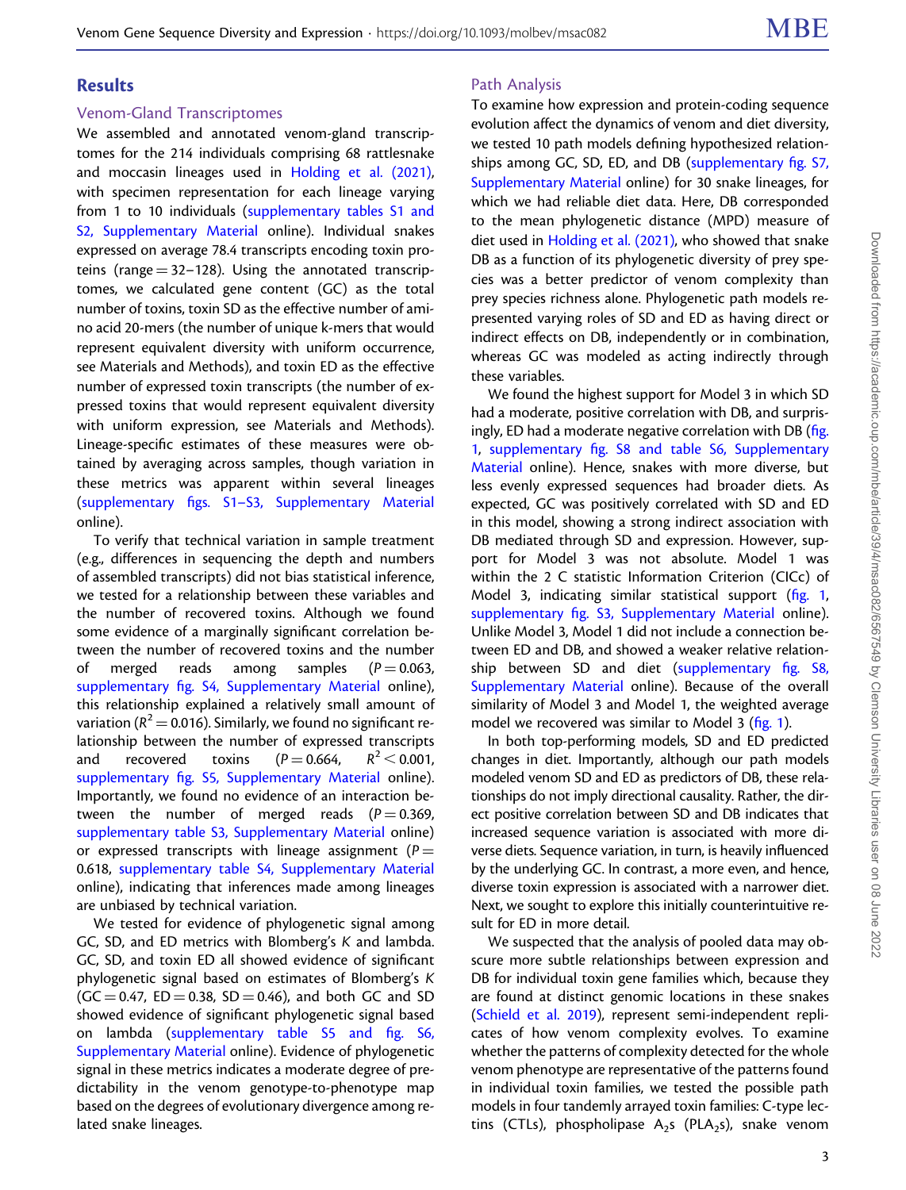## Results

### Venom-Gland Transcriptomes

We assembled and annotated venom-gland transcriptomes for the 214 individuals comprising 68 rattlesnake and moccasin lineages used in Holding et al. (2021), with specimen representation for each lineage varying from 1 to 10 individuals (supplementary tables S1 and S2, Supplementary Material online). Individual snakes expressed on average 78.4 transcripts encoding toxin proteins (range = 32–128). Using the annotated transcriptomes, we calculated gene content (GC) as the total number of toxins, toxin SD as the effective number of amino acid 20-mers (the number of unique k-mers that would represent equivalent diversity with uniform occurrence, see Materials and Methods), and toxin ED as the effective number of expressed toxin transcripts (the number of expressed toxins that would represent equivalent diversity with uniform expression, see Materials and Methods). Lineage-specific estimates of these measures were obtained by averaging across samples, though variation in these metrics was apparent within several lineages (supplementary figs. S1–S3, Supplementary Material online).

To verify that technical variation in sample treatment (e.g., differences in sequencing the depth and numbers of assembled transcripts) did not bias statistical inference, we tested for a relationship between these variables and the number of recovered toxins. Although we found some evidence of a marginally significant correlation between the number of recovered toxins and the number of merged reads among samples ($P = 0.063$, supplementary fig. S4, Supplementary Material online), this relationship explained a relatively small amount of variation ($R^2 = 0.016$). Similarly, we found no significant relationship between the number of expressed transcripts and recovered toxins ($P = 0.664$, $R^2 < 0.001$, supplementary fig. S5, Supplementary Material online). Importantly, we found no evidence of an interaction between the number of merged reads ($P = 0.369$, supplementary table S3, Supplementary Material online) or expressed transcripts with lineage assignment ($P = 0.618$, supplementary table S4, Supplementary Material online), indicating that inferences made among lineages are unbiased by technical variation.

We tested for evidence of phylogenetic signal among GC, SD, and ED metrics with Blomberg's $K$ and lambda. GC, SD, and toxin ED all showed evidence of significant phylogenetic signal based on estimates of Blomberg's $K$ (GC = 0.47, ED = 0.38, SD = 0.46), and both GC and SD showed evidence of significant phylogenetic signal based on lambda (supplementary table S5 and fig. S6, Supplementary Material online). Evidence of phylogenetic signal in these metrics indicates a moderate degree of predictability in the venom genotype-to-phenotype map based on the degrees of evolutionary divergence among related snake lineages.

### Path Analysis

To examine how expression and protein-coding sequence evolution affect the dynamics of venom and diet diversity, we tested 10 path models defining hypothesized relationships among GC, SD, ED, and DB (supplementary fig. S7, Supplementary Material online) for 30 snake lineages, for which we had reliable diet data. Here, DB corresponded to the mean phylogenetic distance (MPD) measure of diet used in Holding et al. (2021), who showed that snake DB as a function of its phylogenetic diversity of prey species was a better predictor of venom complexity than prey species richness alone. Phylogenetic path models represented varying roles of SD and ED as having direct or indirect effects on DB, independently or in combination, whereas GC was modeled as acting indirectly through these variables.

We found the highest support for Model 3 in which SD had a moderate, positive correlation with DB, and surprisingly, ED had a moderate negative correlation with DB (fig. 1, supplementary fig. S8 and table S6, Supplementary Material online). Hence, snakes with more diverse, but less evenly expressed sequences had broader diets. As expected, GC was positively correlated with SD and ED in this model, showing a strong indirect association with DB mediated through SD and expression. However, support for Model 3 was not absolute. Model 1 was within the 2 C statistic Information Criterion (CICc) of Model 3, indicating similar statistical support (fig. 1, supplementary fig. S3, Supplementary Material online). Unlike Model 3, Model 1 did not include a connection between ED and DB, and showed a weaker relative relationship between SD and diet (supplementary fig. S8, Supplementary Material online). Because of the overall similarity of Model 3 and Model 1, the weighted average model we recovered was similar to Model 3 (fig. 1).

In both top-performing models, SD and ED predicted changes in diet. Importantly, although our path models modeled venom SD and ED as predictors of DB, these relationships do not imply directional causality. Rather, the direct positive correlation between SD and DB indicates that increased sequence variation is associated with more diverse diets. Sequence variation, in turn, is heavily influenced by the underlying GC. In contrast, a more even, and hence, diverse toxin expression is associated with a narrower diet. Next, we sought to explore this initially counterintuitive result for ED in more detail.

We suspected that the analysis of pooled data may obscure more subtle relationships between expression and DB for individual toxin gene families which, because they are found at distinct genomic locations in these snakes (Schield et al. 2019), represent semi-independent replicates of how venom complexity evolves. To examine whether the patterns of complexity detected for the whole venom phenotype are representative of the patterns found in individual toxin families, we tested the possible path models in four tandemly arrayed toxin families: C-type lectins (CTLs), phospholipase $A_2$s ($PLA_2$s), snake venom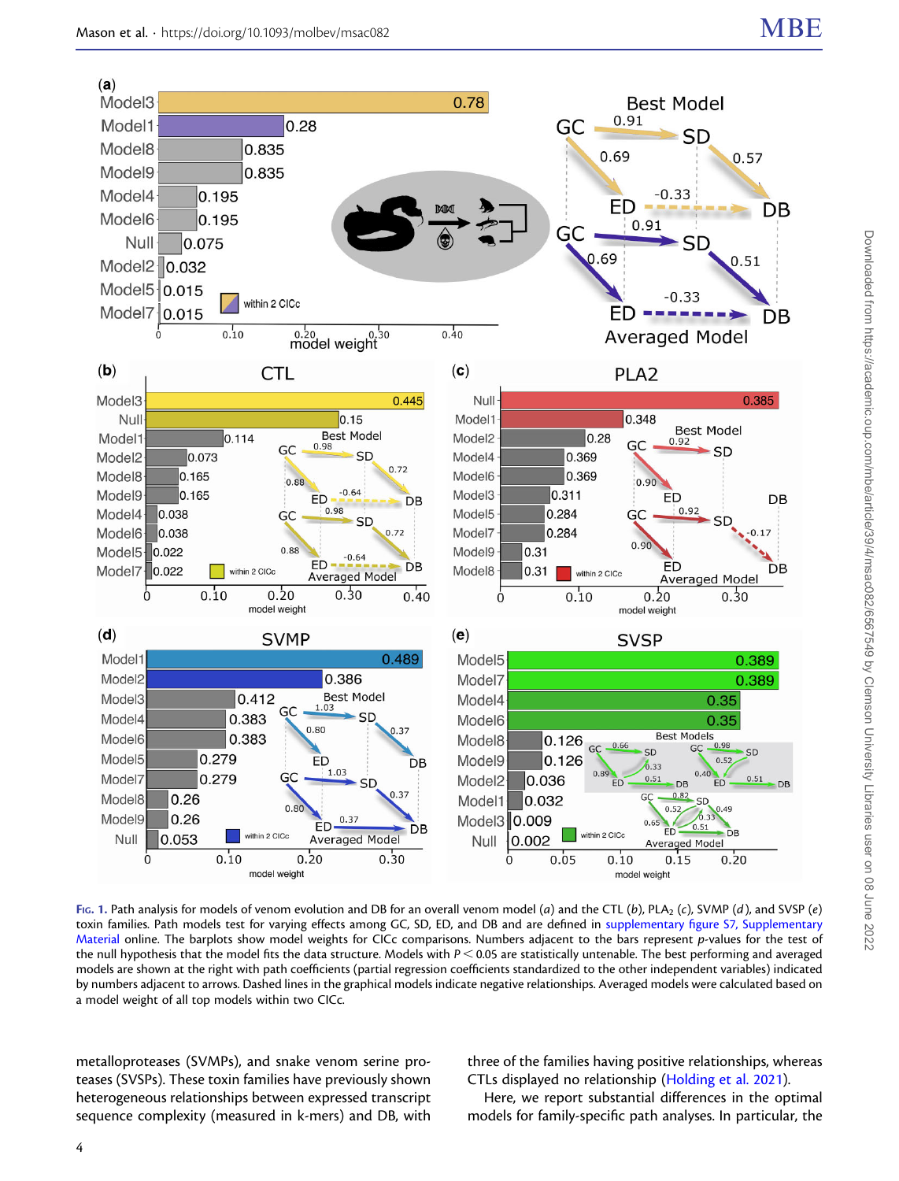**Fig. 1.** Path analysis for models of venom evolution and DB for an overall venom model (*a*) and the CTL (*b*), $PLA_2$ (*c*), SVMP (*d*), and SVSP (*e*) toxin families. Path models test for varying effects among GC, SD, ED, and DB and are defined in supplementary figure S7, Supplementary Material online. The barplots show model weights for CICc comparisons. Numbers adjacent to the bars represent *p*-values for the test of the null hypothesis that the model fits the data structure. Models with $P < 0.05$ are statistically untenable. The best performing and averaged models are shown at the right with path coefficients (partial regression coefficients standardized to the other independent variables) indicated by numbers adjacent to arrows. Dashed lines in the graphical models indicate negative relationships. Averaged models were calculated based on a model weight of all top models within two CICc.

metalloproteases (SVMPs), and snake venom serine proteases (SVSPs). These toxin families have previously shown heterogeneous relationships between expressed transcript sequence complexity (measured in k-mers) and DB, with three of the families having positive relationships, whereas CTLs displayed no relationship (Holding et al. 2021).

Here, we report substantial differences in the optimal models for family-specific path analyses. In particular, the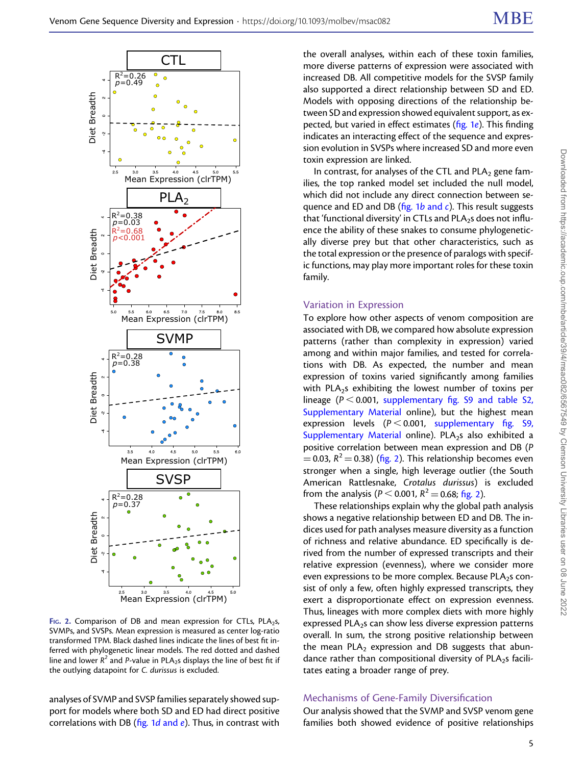FIG. 2. Comparison of DB and mean expression for CTLs, $PLA_2$s, SVMPs, and SVSPs. Mean expression is measured as center log-ratio transformed TPM. Black dashed lines indicate the lines of best fit inferred with phylogenetic linear models. The red dotted and dashed line and lower $R^2$ and $P$-value in $PLA_2$s displays the line of best fit if the outlying datapoint for *C. durissus* is excluded.

analyses of SVMP and SVSP families separately showed support for models where both SD and ED had direct positive correlations with DB (fig. 1*d* and *e*). Thus, in contrast with the overall analyses, within each of these toxin families, more diverse patterns of expression were associated with increased DB. All competitive models for the SVSP family also supported a direct relationship between SD and ED. Models with opposing directions of the relationship between SD and expression showed equivalent support, as expected, but varied in effect estimates (fig. 1*e*). This finding indicates an interacting effect of the sequence and expression evolution in SVSPs where increased SD and more even toxin expression are linked.

In contrast, for analyses of the CTL and $PLA_2$ gene families, the top ranked model set included the null model, which did not include any direct connection between sequence and ED and DB (fig. 1*b* and *c*). This result suggests that 'functional diversity' in CTLs and $PLA_2$s does not influence the ability of these snakes to consume phylogenetically diverse prey but that other characteristics, such as the total expression or the presence of paralogs with specific functions, may play more important roles for these toxin family.

## Variation in Expression

To explore how other aspects of venom composition are associated with DB, we compared how absolute expression patterns (rather than complexity in expression) varied among and within major families, and tested for correlations with DB. As expected, the number and mean expression of toxins varied significantly among families with $PLA_2$s exhibiting the lowest number of toxins per lineage ($P < 0.001$, supplementary fig. S9 and table S2, Supplementary Material online), but the highest mean expression levels ($P < 0.001$, supplementary fig. S9, Supplementary Material online). $PLA_2$s also exhibited a positive correlation between mean expression and DB ($P = 0.03$, $R^2 = 0.38$) (fig. 2). This relationship becomes even stronger when a single, high leverage outlier (the South American Rattlesnake, *Crotalus durissus*) is excluded from the analysis ($P < 0.001$, $R^2 = 0.68$; fig. 2).

These relationships explain why the global path analysis shows a negative relationship between ED and DB. The indices used for path analyses measure diversity as a function of richness and relative abundance. ED specifically is derived from the number of expressed transcripts and their relative expression (evenness), where we consider more even expressions to be more complex. Because $PLA_2$s consist of only a few, often highly expressed transcripts, they exert a disproportionate effect on expression evenness. Thus, lineages with more complex diets with more highly expressed $PLA_2$s can show less diverse expression patterns overall. In sum, the strong positive relationship between the mean $PLA_2$ expression and DB suggests that abundance rather than compositional diversity of $PLA_2$s facilitates eating a broader range of prey.

## Mechanisms of Gene-Family Diversification

Our analysis showed that the SVMP and SVSP venom gene families both showed evidence of positive relationships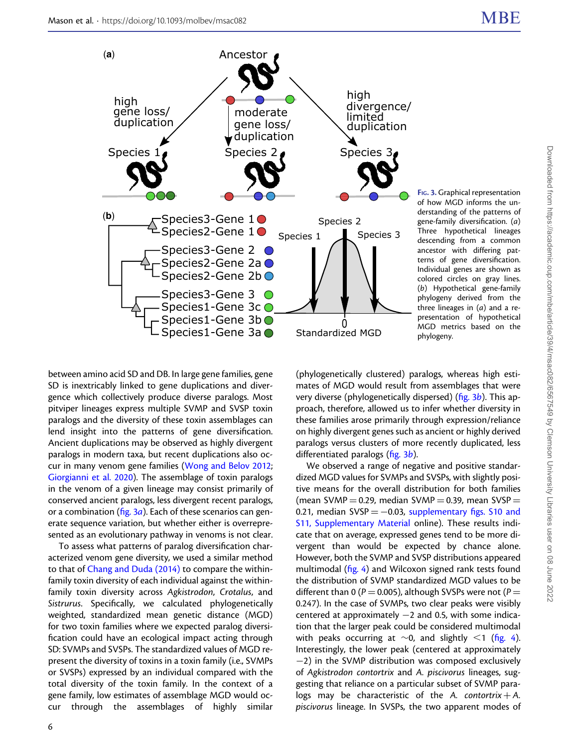Fig. 3. Graphical representation of how MGD informs the understanding of the patterns of gene-family diversification. (*a*) Three hypothetical lineages descending from a common ancestor with differing patterns of gene diversification. Individual genes are shown as colored circles on gray lines. (*b*) Hypothetical gene-family phylogeny derived from the three lineages in (*a*) and a representation of hypothetical MGD metrics based on the phylogeny.

between amino acid SD and DB. In large gene families, gene SD is inextricably linked to gene duplications and divergence which collectively produce diverse paralogs. Most pitviper lineages express multiple SVMP and SVSP toxin paralogs and the diversity of these toxin assemblages can lend insight into the patterns of gene diversification. Ancient duplications may be observed as highly divergent paralogs in modern taxa, but recent duplications also occur in many venom gene families (Wong and Belov 2012; Giorgianni et al. 2020). The assemblage of toxin paralogs in the venom of a given lineage may consist primarily of conserved ancient paralogs, less divergent recent paralogs, or a combination (fig. 3*a*). Each of these scenarios can generate sequence variation, but whether either is overrepresented as an evolutionary pathway in venoms is not clear.

To assess what patterns of paralog diversification characterized venom gene diversity, we used a similar method to that of Chang and Duda (2014) to compare the within-family toxin diversity of each individual against the within-family toxin diversity across *Agkistrodon*, *Crotalus*, and *Sistrurus*. Specifically, we calculated phylogenetically weighted, standardized mean genetic distance (MGD) for two toxin families where we expected paralog diversification could have an ecological impact acting through SD: SVMPs and SVSPs. The standardized values of MGD represent the diversity of toxins in a toxin family (i.e., SVMPs or SVSPs) expressed by an individual compared with the total diversity of the toxin family. In the context of a gene family, low estimates of assemblage MGD would occur through the assemblages of highly similar (phylogenetically clustered) paralogs, whereas high estimates of MGD would result from assemblages that were very diverse (phylogenetically dispersed) (fig. 3*b*). This approach, therefore, allowed us to infer whether diversity in these families arose primarily through expression/reliance on highly divergent genes such as ancient or highly derived paralogs versus clusters of more recently duplicated, less differentiated paralogs (fig. 3*b*).

We observed a range of negative and positive standardized MGD values for SVMPs and SVSPs, with slightly positive means for the overall distribution for both families (mean SVMP = 0.29, median SVMP = 0.39, mean SVSP = 0.21, median SVSP = −0.03, supplementary figs. S10 and S11, Supplementary Material online). These results indicate that on average, expressed genes tend to be more divergent than would be expected by chance alone. However, both the SVMP and SVSP distributions appeared multimodal (fig. 4) and Wilcoxon signed rank tests found the distribution of SVMP standardized MGD values to be different than 0 ($P = 0.005$), although SVSPs were not ($P = 0.247$). In the case of SVMPs, two clear peaks were visibly centered at approximately −2 and 0.5, with some indication that the larger peak could be considered multimodal with peaks occurring at ∼0, and slightly <1 (fig. 4). Interestingly, the lower peak (centered at approximately −2) in the SVMP distribution was composed exclusively of *Agkistrodon contortrix* and *A. piscivorus* lineages, suggesting that reliance on a particular subset of SVMP paralogs may be characteristic of the *A. contortrix* + *A. piscivorus* lineage. In SVSPs, the two apparent modes of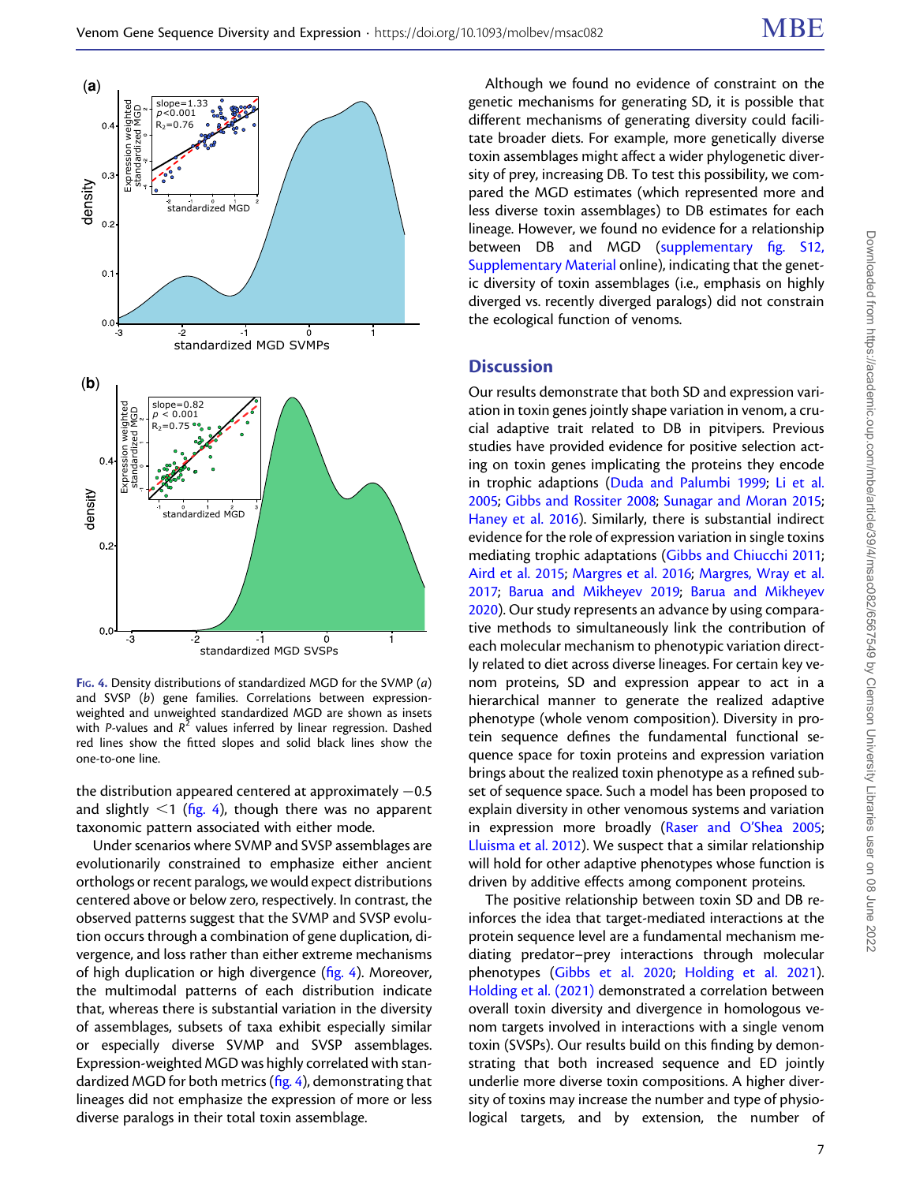Fig. 4. Density distributions of standardized MGD for the SVMP (*a*) and SVSP (*b*) gene families. Correlations between expression-weighted and unweighted standardized MGD are shown as insets with *P*-values and $R^2$ values inferred by linear regression. Dashed red lines show the fitted slopes and solid black lines show the one-to-one line.

the distribution appeared centered at approximately −0.5 and slightly <1 (fig. 4), though there was no apparent taxonomic pattern associated with either mode.

Under scenarios where SVMP and SVSP assemblages are evolutionarily constrained to emphasize either ancient orthologs or recent paralogs, we would expect distributions centered above or below zero, respectively. In contrast, the observed patterns suggest that the SVMP and SVSP evolution occurs through a combination of gene duplication, divergence, and loss rather than either extreme mechanisms of high duplication or high divergence (fig. 4). Moreover, the multimodal patterns of each distribution indicate that, whereas there is substantial variation in the diversity of assemblages, subsets of taxa exhibit especially similar or especially diverse SVMP and SVSP assemblages. Expression-weighted MGD was highly correlated with standardized MGD for both metrics (fig. 4), demonstrating that lineages did not emphasize the expression of more or less diverse paralogs in their total toxin assemblage.

Although we found no evidence of constraint on the genetic mechanisms for generating SD, it is possible that different mechanisms of generating diversity could facilitate broader diets. For example, more genetically diverse toxin assemblages might affect a wider phylogenetic diversity of prey, increasing DB. To test this possibility, we compared the MGD estimates (which represented more and less diverse toxin assemblages) to DB estimates for each lineage. However, we found no evidence for a relationship between DB and MGD (supplementary fig. S12, Supplementary Material online), indicating that the genetic diversity of toxin assemblages (i.e., emphasis on highly diverged vs. recently diverged paralogs) did not constrain the ecological function of venoms.

## Discussion

Our results demonstrate that both SD and expression variation in toxin genes jointly shape variation in venom, a crucial adaptive trait related to DB in pitvipers. Previous studies have provided evidence for positive selection acting on toxin genes implicating the proteins they encode in trophic adaptions (Duda and Palumbi 1999; Li et al. 2005; Gibbs and Rossiter 2008; Sunagar and Moran 2015; Haney et al. 2016). Similarly, there is substantial indirect evidence for the role of expression variation in single toxins mediating trophic adaptations (Gibbs and Chiucchi 2011; Aird et al. 2015; Margres et al. 2016; Margres, Wray et al. 2017; Barua and Mikheyev 2019; Barua and Mikheyev 2020). Our study represents an advance by using comparative methods to simultaneously link the contribution of each molecular mechanism to phenotypic variation directly related to diet across diverse lineages. For certain key venom proteins, SD and expression appear to act in a hierarchical manner to generate the realized adaptive phenotype (whole venom composition). Diversity in protein sequence defines the fundamental functional sequence space for toxin proteins and expression variation brings about the realized toxin phenotype as a refined subset of sequence space. Such a model has been proposed to explain diversity in other venomous systems and variation in expression more broadly (Raser and O'Shea 2005; Lluisma et al. 2012). We suspect that a similar relationship will hold for other adaptive phenotypes whose function is driven by additive effects among component proteins.

The positive relationship between toxin SD and DB reinforces the idea that target-mediated interactions at the protein sequence level are a fundamental mechanism mediating predator–prey interactions through molecular phenotypes (Gibbs et al. 2020; Holding et al. 2021). Holding et al. (2021) demonstrated a correlation between overall toxin diversity and divergence in homologous venom targets involved in interactions with a single venom toxin (SVSPs). Our results build on this finding by demonstrating that both increased sequence and ED jointly underlie more diverse toxin compositions. A higher diversity of toxins may increase the number and type of physiological targets, and by extension, the number of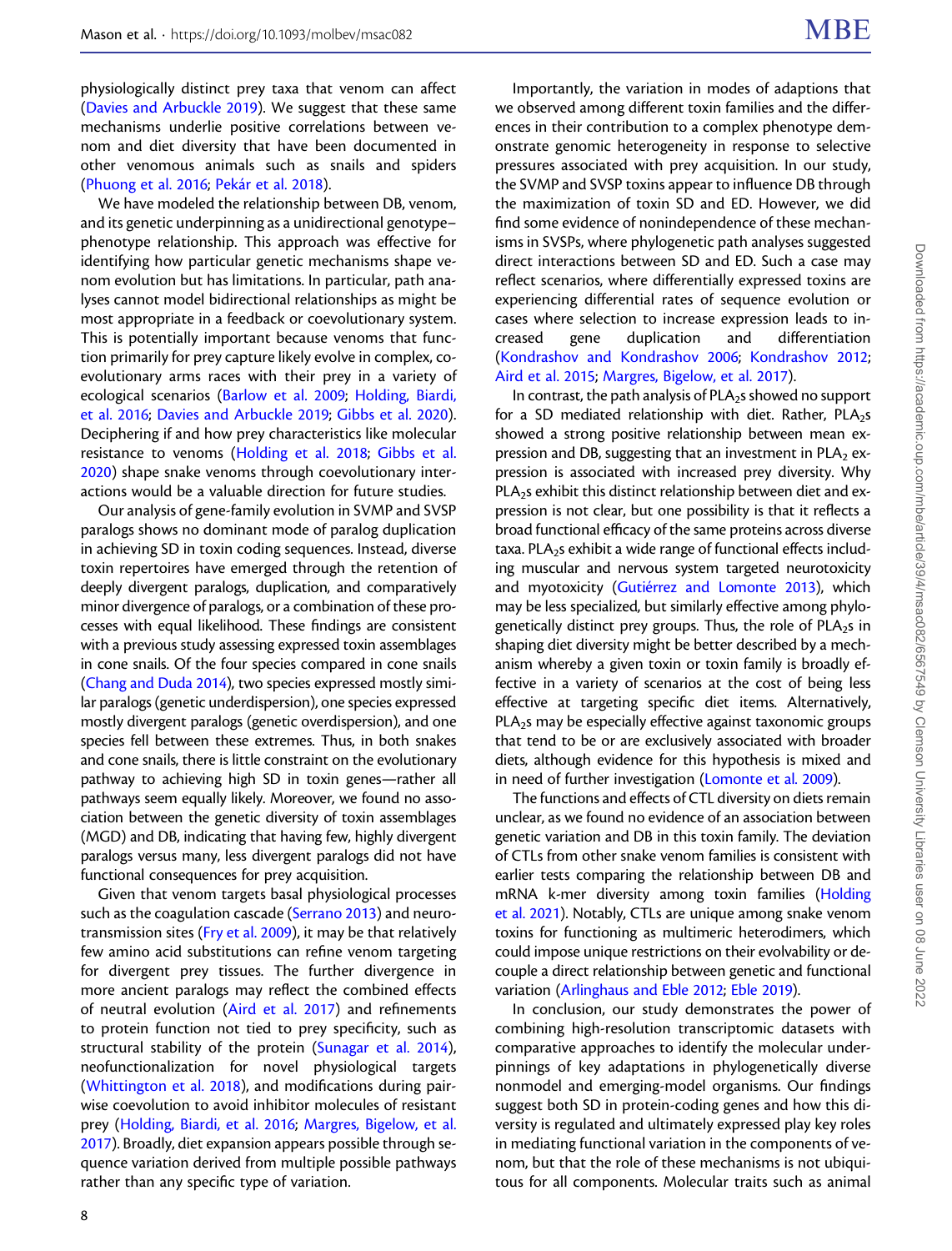physiologically distinct prey taxa that venom can affect (Davies and Arbuckle 2019). We suggest that these same mechanisms underlie positive correlations between venom and diet diversity that have been documented in other venomous animals such as snails and spiders (Phuong et al. 2016; Pekár et al. 2018).

We have modeled the relationship between DB, venom, and its genetic underpinning as a unidirectional genotype–phenotype relationship. This approach was effective for identifying how particular genetic mechanisms shape venom evolution but has limitations. In particular, path analyses cannot model bidirectional relationships as might be most appropriate in a feedback or coevolutionary system. This is potentially important because venoms that function primarily for prey capture likely evolve in complex, coevolutionary arms races with their prey in a variety of ecological scenarios (Barlow et al. 2009; Holding, Biardi, et al. 2016; Davies and Arbuckle 2019; Gibbs et al. 2020). Deciphering if and how prey characteristics like molecular resistance to venoms (Holding et al. 2018; Gibbs et al. 2020) shape snake venoms through coevolutionary interactions would be a valuable direction for future studies.

Our analysis of gene-family evolution in SVMP and SVSP paralogs shows no dominant mode of paralog duplication in achieving SD in toxin coding sequences. Instead, diverse toxin repertoires have emerged through the retention of deeply divergent paralogs, duplication, and comparatively minor divergence of paralogs, or a combination of these processes with equal likelihood. These findings are consistent with a previous study assessing expressed toxin assemblages in cone snails. Of the four species compared in cone snails (Chang and Duda 2014), two species expressed mostly similar paralogs (genetic underdispersion), one species expressed mostly divergent paralogs (genetic overdispersion), and one species fell between these extremes. Thus, in both snakes and cone snails, there is little constraint on the evolutionary pathway to achieving high SD in toxin genes—rather all pathways seem equally likely. Moreover, we found no association between the genetic diversity of toxin assemblages (MGD) and DB, indicating that having few, highly divergent paralogs versus many, less divergent paralogs did not have functional consequences for prey acquisition.

Given that venom targets basal physiological processes such as the coagulation cascade (Serrano 2013) and neurotransmission sites (Fry et al. 2009), it may be that relatively few amino acid substitutions can refine venom targeting for divergent prey tissues. The further divergence in more ancient paralogs may reflect the combined effects of neutral evolution (Aird et al. 2017) and refinements to protein function not tied to prey specificity, such as structural stability of the protein (Sunagar et al. 2014), neofunctionalization for novel physiological targets (Whittington et al. 2018), and modifications during pairwise coevolution to avoid inhibitor molecules of resistant prey (Holding, Biardi, et al. 2016; Margres, Bigelow, et al. 2017). Broadly, diet expansion appears possible through sequence variation derived from multiple possible pathways rather than any specific type of variation.

Importantly, the variation in modes of adaptions that we observed among different toxin families and the differences in their contribution to a complex phenotype demonstrate genomic heterogeneity in response to selective pressures associated with prey acquisition. In our study, the SVMP and SVSP toxins appear to influence DB through the maximization of toxin SD and ED. However, we did find some evidence of nonindependence of these mechanisms in SVSPs, where phylogenetic path analyses suggested direct interactions between SD and ED. Such a case may reflect scenarios, where differentially expressed toxins are experiencing differential rates of sequence evolution or cases where selection to increase expression leads to increased gene duplication and differentiation (Kondrashov and Kondrashov 2006; Kondrashov 2012; Aird et al. 2015; Margres, Bigelow, et al. 2017).

In contrast, the path analysis of $PLA_2$s showed no support for a SD mediated relationship with diet. Rather, $PLA_2$s showed a strong positive relationship between mean expression and DB, suggesting that an investment in $PLA_2$ expression is associated with increased prey diversity. Why $PLA_2$s exhibit this distinct relationship between diet and expression is not clear, but one possibility is that it reflects a broad functional efficacy of the same proteins across diverse taxa. $PLA_2$s exhibit a wide range of functional effects including muscular and nervous system targeted neurotoxicity and myotoxicity (Gutiérrez and Lomonte 2013), which may be less specialized, but similarly effective among phylogenetically distinct prey groups. Thus, the role of $PLA_2$s in shaping diet diversity might be better described by a mechanism whereby a given toxin or toxin family is broadly effective in a variety of scenarios at the cost of being less effective at targeting specific diet items. Alternatively, $PLA_2$s may be especially effective against taxonomic groups that tend to be or are exclusively associated with broader diets, although evidence for this hypothesis is mixed and in need of further investigation (Lomonte et al. 2009).

The functions and effects of CTL diversity on diets remain unclear, as we found no evidence of an association between genetic variation and DB in this toxin family. The deviation of CTLs from other snake venom families is consistent with earlier tests comparing the relationship between DB and mRNA k-mer diversity among toxin families (Holding et al. 2021). Notably, CTLs are unique among snake venom toxins for functioning as multimeric heterodimers, which could impose unique restrictions on their evolvability or decouple a direct relationship between genetic and functional variation (Arlinghaus and Eble 2012; Eble 2019).

In conclusion, our study demonstrates the power of combining high-resolution transcriptomic datasets with comparative approaches to identify the molecular underpinnings of key adaptations in phylogenetically diverse nonmodel and emerging-model organisms. Our findings suggest both SD in protein-coding genes and how this diversity is regulated and ultimately expressed play key roles in mediating functional variation in the components of venom, but that the role of these mechanisms is not ubiquitous for all components. Molecular traits such as animal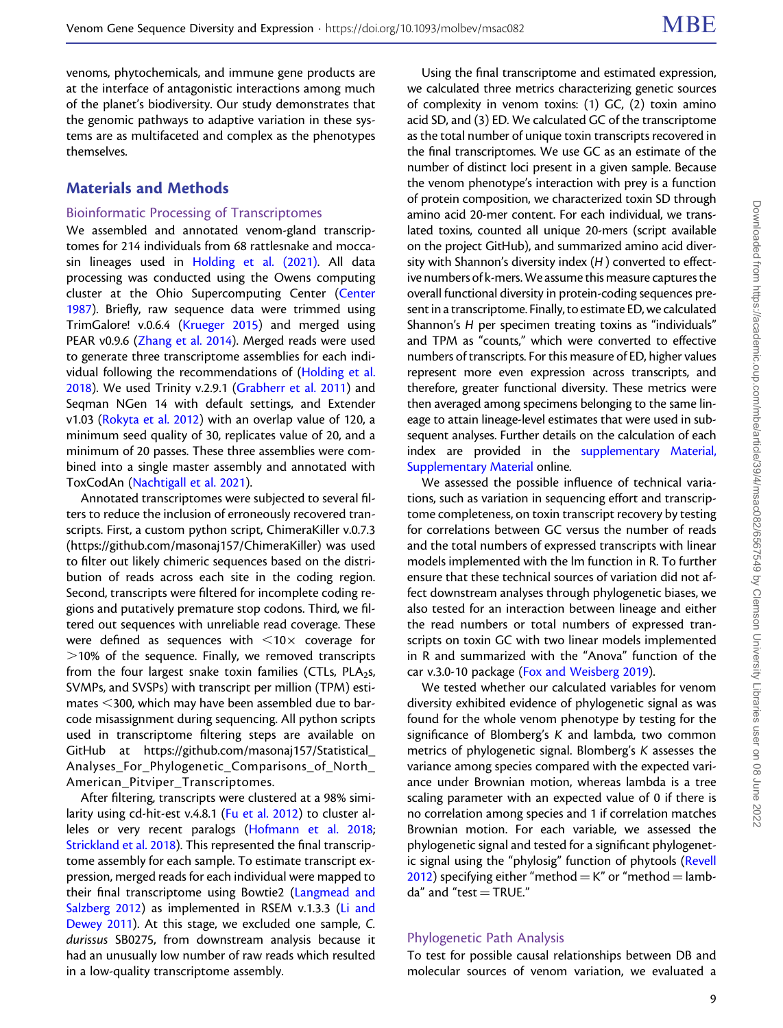venoms, phytochemicals, and immune gene products are at the interface of antagonistic interactions among much of the planet's biodiversity. Our study demonstrates that the genomic pathways to adaptive variation in these systems are as multifaceted and complex as the phenotypes themselves.

## Materials and Methods

### Bioinformatic Processing of Transcriptomes

We assembled and annotated venom-gland transcriptomes for 214 individuals from 68 rattlesnake and moccasin lineages used in Holding et al. (2021). All data processing was conducted using the Owens computing cluster at the Ohio Supercomputing Center (Center 1987). Briefly, raw sequence data were trimmed using TrimGalore! v.0.6.4 (Krueger 2015) and merged using PEAR v0.9.6 (Zhang et al. 2014). Merged reads were used to generate three transcriptome assemblies for each individual following the recommendations of (Holding et al. 2018). We used Trinity v.2.9.1 (Grabherr et al. 2011) and Seqman NGen 14 with default settings, and Extender v1.03 (Rokyta et al. 2012) with an overlap value of 120, a minimum seed quality of 30, replicates value of 20, and a minimum of 20 passes. These three assemblies were combined into a single master assembly and annotated with ToxCodAn (Nachtigall et al. 2021).

Annotated transcriptomes were subjected to several filters to reduce the inclusion of erroneously recovered transcripts. First, a custom python script, ChimeraKiller v.0.7.3 (https://github.com/masonaj157/ChimeraKiller) was used to filter out likely chimeric sequences based on the distribution of reads across each site in the coding region. Second, transcripts were filtered for incomplete coding regions and putatively premature stop codons. Third, we filtered out sequences with unreliable read coverage. These were defined as sequences with $<10\times$ coverage for $>10\%$ of the sequence. Finally, we removed transcripts from the four largest snake toxin families (CTLs, $PLA_2$s, SVMPs, and SVSPs) with transcript per million (TPM) estimates $<300$, which may have been assembled due to barcode misassignment during sequencing. All python scripts used in transcriptome filtering steps are available on GitHub at https://github.com/masonaj157/Statistical_Analyses_For_Phylogenetic_Comparisons_of_North_American_Pitviper_Transcriptomes.

After filtering, transcripts were clustered at a 98% similarity using cd-hit-est v.4.8.1 (Fu et al. 2012) to cluster alleles or very recent paralogs (Hofmann et al. 2018; Strickland et al. 2018). This represented the final transcriptome assembly for each sample. To estimate transcript expression, merged reads for each individual were mapped to their final transcriptome using Bowtie2 (Langmead and Salzberg 2012) as implemented in RSEM v.1.3.3 (Li and Dewey 2011). At this stage, we excluded one sample, *C. durissus* SB0275, from downstream analysis because it had an unusually low number of raw reads which resulted in a low-quality transcriptome assembly.

Using the final transcriptome and estimated expression, we calculated three metrics characterizing genetic sources of complexity in venom toxins: (1) GC, (2) toxin amino acid SD, and (3) ED. We calculated GC of the transcriptome as the total number of unique toxin transcripts recovered in the final transcriptomes. We use GC as an estimate of the number of distinct loci present in a given sample. Because the venom phenotype's interaction with prey is a function of protein composition, we characterized toxin SD through amino acid 20-mer content. For each individual, we translated toxins, counted all unique 20-mers (script available on the project GitHub), and summarized amino acid diversity with Shannon's diversity index ($H$) converted to effective numbers of k-mers. We assume this measure captures the overall functional diversity in protein-coding sequences present in a transcriptome. Finally, to estimate ED, we calculated Shannon's $H$ per specimen treating toxins as "individuals" and TPM as "counts," which were converted to effective numbers of transcripts. For this measure of ED, higher values represent more even expression across transcripts, and therefore, greater functional diversity. These metrics were then averaged among specimens belonging to the same lineage to attain lineage-level estimates that were used in subsequent analyses. Further details on the calculation of each index are provided in the supplementary Material, Supplementary Material online.

We assessed the possible influence of technical variations, such as variation in sequencing effort and transcriptome completeness, on toxin transcript recovery by testing for correlations between GC versus the number of reads and the total numbers of expressed transcripts with linear models implemented with the lm function in R. To further ensure that these technical sources of variation did not affect downstream analyses through phylogenetic biases, we also tested for an interaction between lineage and either the read numbers or total numbers of expressed transcripts on toxin GC with two linear models implemented in R and summarized with the "Anova" function of the car v.3.0-10 package (Fox and Weisberg 2019).

We tested whether our calculated variables for venom diversity exhibited evidence of phylogenetic signal as was found for the whole venom phenotype by testing for the significance of Blomberg's $K$ and lambda, two common metrics of phylogenetic signal. Blomberg's $K$ assesses the variance among species compared with the expected variance under Brownian motion, whereas lambda is a tree scaling parameter with an expected value of 0 if there is no correlation among species and 1 if correlation matches Brownian motion. For each variable, we assessed the phylogenetic signal and tested for a significant phylogenetic signal using the "phylosig" function of phytools (Revell 2012) specifying either "method = K" or "method = lambda" and "test = TRUE."

### Phylogenetic Path Analysis

To test for possible causal relationships between DB and molecular sources of venom variation, we evaluated a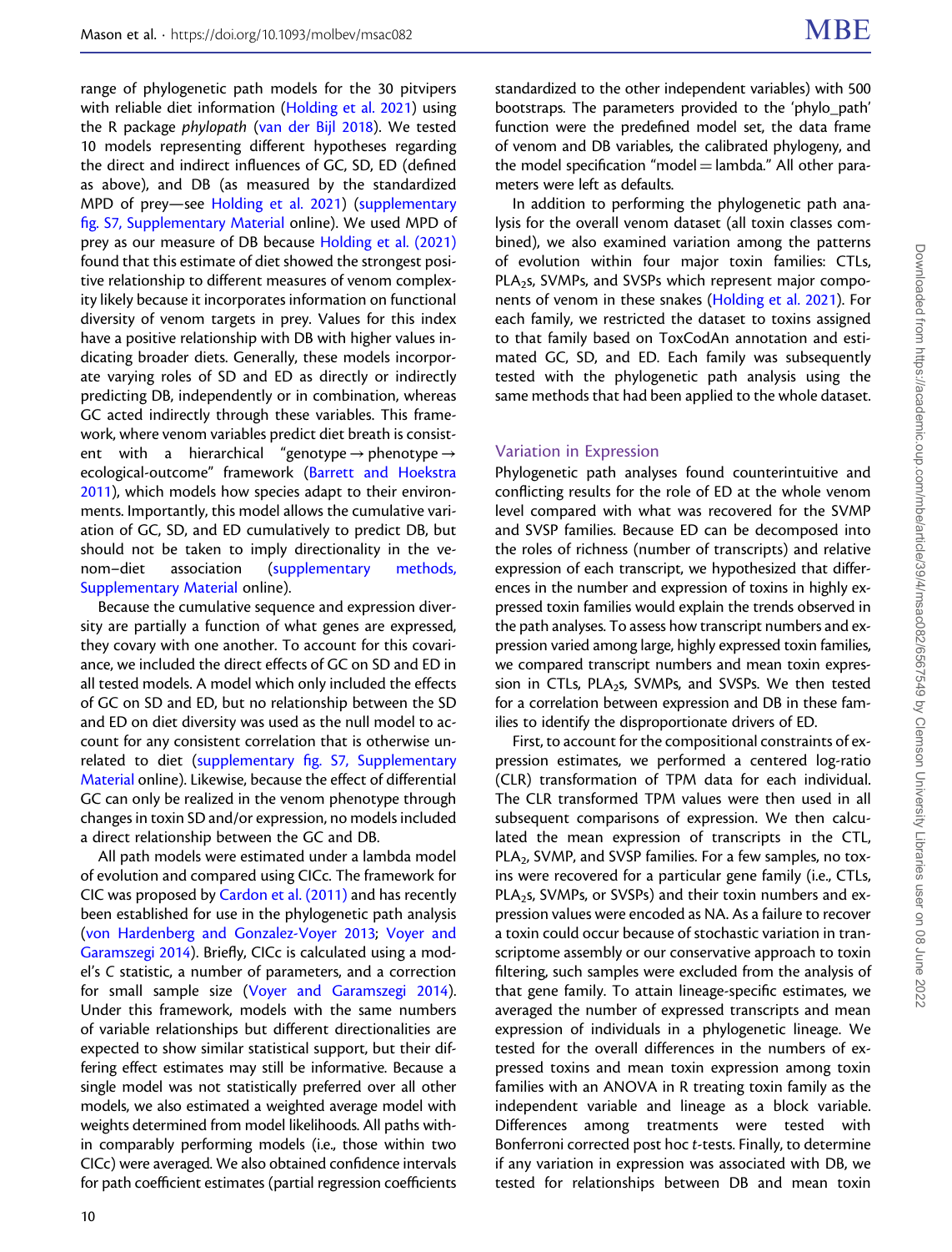range of phylogenetic path models for the 30 pitvipers with reliable diet information (Holding et al. 2021) using the R package *phylopath* (van der Bijl 2018). We tested 10 models representing different hypotheses regarding the direct and indirect influences of GC, SD, ED (defined as above), and DB (as measured by the standardized MPD of prey—see Holding et al. 2021) (supplementary fig. S7, Supplementary Material online). We used MPD of prey as our measure of DB because Holding et al. (2021) found that this estimate of diet showed the strongest positive relationship to different measures of venom complexity likely because it incorporates information on functional diversity of venom targets in prey. Values for this index have a positive relationship with DB with higher values indicating broader diets. Generally, these models incorporate varying roles of SD and ED as directly or indirectly predicting DB, independently or in combination, whereas GC acted indirectly through these variables. This framework, where venom variables predict diet breath is consistent with a hierarchical "genotype → phenotype → ecological-outcome" framework (Barrett and Hoekstra 2011), which models how species adapt to their environments. Importantly, this model allows the cumulative variation of GC, SD, and ED cumulatively to predict DB, but should not be taken to imply directionality in the venom–diet association (supplementary methods, Supplementary Material online).

Because the cumulative sequence and expression diversity are partially a function of what genes are expressed, they covary with one another. To account for this covariance, we included the direct effects of GC on SD and ED in all tested models. A model which only included the effects of GC on SD and ED, but no relationship between the SD and ED on diet diversity was used as the null model to account for any consistent correlation that is otherwise unrelated to diet (supplementary fig. S7, Supplementary Material online). Likewise, because the effect of differential GC can only be realized in the venom phenotype through changes in toxin SD and/or expression, no models included a direct relationship between the GC and DB.

All path models were estimated under a lambda model of evolution and compared using CICc. The framework for CIC was proposed by Cardon et al. (2011) and has recently been established for use in the phylogenetic path analysis (von Hardenberg and Gonzalez-Voyer 2013; Voyer and Garamszegi 2014). Briefly, CICc is calculated using a model's *C* statistic, a number of parameters, and a correction for small sample size (Voyer and Garamszegi 2014). Under this framework, models with the same numbers of variable relationships but different directionalities are expected to show similar statistical support, but their differing effect estimates may still be informative. Because a single model was not statistically preferred over all other models, we also estimated a weighted average model with weights determined from model likelihoods. All paths within comparably performing models (i.e., those within two CICc) were averaged. We also obtained confidence intervals for path coefficient estimates (partial regression coefficients standardized to the other independent variables) with 500 bootstraps. The parameters provided to the 'phylo_path' function were the predefined model set, the data frame of venom and DB variables, the calibrated phylogeny, and the model specification "model = lambda." All other parameters were left as defaults.

In addition to performing the phylogenetic path analysis for the overall venom dataset (all toxin classes combined), we also examined variation among the patterns of evolution within four major toxin families: CTLs, $PLA_2$s, SVMPs, and SVSPs which represent major components of venom in these snakes (Holding et al. 2021). For each family, we restricted the dataset to toxins assigned to that family based on ToxCodAn annotation and estimated GC, SD, and ED. Each family was subsequently tested with the phylogenetic path analysis using the same methods that had been applied to the whole dataset.

## Variation in Expression

Phylogenetic path analyses found counterintuitive and conflicting results for the role of ED at the whole venom level compared with what was recovered for the SVMP and SVSP families. Because ED can be decomposed into the roles of richness (number of transcripts) and relative expression of each transcript, we hypothesized that differences in the number and expression of toxins in highly expressed toxin families would explain the trends observed in the path analyses. To assess how transcript numbers and expression varied among large, highly expressed toxin families, we compared transcript numbers and mean toxin expression in CTLs, $PLA_2$s, SVMPs, and SVSPs. We then tested for a correlation between expression and DB in these families to identify the disproportionate drivers of ED.

First, to account for the compositional constraints of expression estimates, we performed a centered log-ratio (CLR) transformation of TPM data for each individual. The CLR transformed TPM values were then used in all subsequent comparisons of expression. We then calculated the mean expression of transcripts in the CTL, $PLA_2$, SVMP, and SVSP families. For a few samples, no toxins were recovered for a particular gene family (i.e., CTLs, $PLA_2$s, SVMPs, or SVSPs) and their toxin numbers and expression values were encoded as NA. As a failure to recover a toxin could occur because of stochastic variation in transcriptome assembly or our conservative approach to toxin filtering, such samples were excluded from the analysis of that gene family. To attain lineage-specific estimates, we averaged the number of expressed transcripts and mean expression of individuals in a phylogenetic lineage. We tested for the overall differences in the numbers of expressed toxins and mean toxin expression among toxin families with an ANOVA in R treating toxin family as the independent variable and lineage as a block variable. Differences among treatments were tested with Bonferroni corrected post hoc *t*-tests. Finally, to determine if any variation in expression was associated with DB, we tested for relationships between DB and mean toxin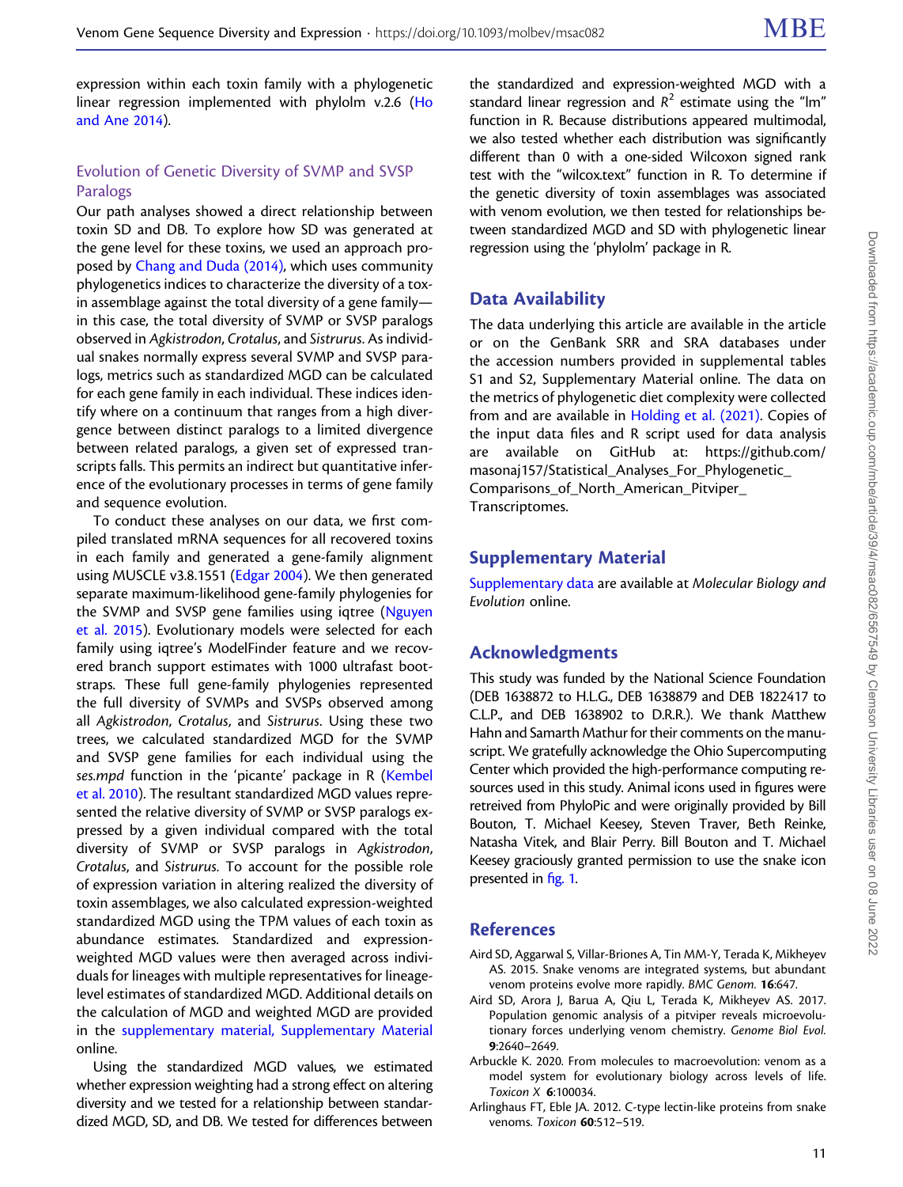expression within each toxin family with a phylogenetic linear regression implemented with phylolm v.2.6 (Ho and Ane 2014).

### Evolution of Genetic Diversity of SVMP and SVSP Paralogs

Our path analyses showed a direct relationship between toxin SD and DB. To explore how SD was generated at the gene level for these toxins, we used an approach proposed by Chang and Duda (2014), which uses community phylogenetics indices to characterize the diversity of a toxin assemblage against the total diversity of a gene family—in this case, the total diversity of SVMP or SVSP paralogs observed in *Agkistrodon*, *Crotalus*, and *Sistrurus*. As individual snakes normally express several SVMP and SVSP paralogs, metrics such as standardized MGD can be calculated for each gene family in each individual. These indices identify where on a continuum that ranges from a high divergence between distinct paralogs to a limited divergence between related paralogs, a given set of expressed transcripts falls. This permits an indirect but quantitative inference of the evolutionary processes in terms of gene family and sequence evolution.

To conduct these analyses on our data, we first compiled translated mRNA sequences for all recovered toxins in each family and generated a gene-family alignment using MUSCLE v3.8.1551 (Edgar 2004). We then generated separate maximum-likelihood gene-family phylogenies for the SVMP and SVSP gene families using iqtree (Nguyen et al. 2015). Evolutionary models were selected for each family using iqtree's ModelFinder feature and we recovered branch support estimates with 1000 ultrafast bootstraps. These full gene-family phylogenies represented the full diversity of SVMPs and SVSPs observed among all *Agkistrodon*, *Crotalus*, and *Sistrurus*. Using these two trees, we calculated standardized MGD for the SVMP and SVSP gene families for each individual using the *ses.mpd* function in the 'picante' package in R (Kembel et al. 2010). The resultant standardized MGD values represented the relative diversity of SVMP or SVSP paralogs expressed by a given individual compared with the total diversity of SVMP or SVSP paralogs in *Agkistrodon*, *Crotalus*, and *Sistrurus*. To account for the possible role of expression variation in altering realized the diversity of toxin assemblages, we also calculated expression-weighted standardized MGD using the TPM values of each toxin as abundance estimates. Standardized and expression-weighted MGD values were then averaged across individuals for lineages with multiple representatives for lineage-level estimates of standardized MGD. Additional details on the calculation of MGD and weighted MGD are provided in the supplementary material, Supplementary Material online.

Using the standardized MGD values, we estimated whether expression weighting had a strong effect on altering diversity and we tested for a relationship between standardized MGD, SD, and DB. We tested for differences between the standardized and expression-weighted MGD with a standard linear regression and $R^2$ estimate using the "lm" function in R. Because distributions appeared multimodal, we also tested whether each distribution was significantly different than 0 with a one-sided Wilcoxon signed rank test with the "wilcox.test" function in R. To determine if the genetic diversity of toxin assemblages was associated with venom evolution, we then tested for relationships between standardized MGD and SD with phylogenetic linear regression using the 'phylolm' package in R.

## Data Availability

The data underlying this article are available in the article or on the GenBank SRR and SRA databases under the accession numbers provided in supplemental tables S1 and S2, Supplementary Material online. The data on the metrics of phylogenetic diet complexity were collected from and are available in Holding et al. (2021). Copies of the input data files and R script used for data analysis are available on GitHub at: https://github.com/masonaj157/Statistical_Analyses_For_Phylogenetic_Comparisons_of_North_American_Pitviper_Transcriptomes.

## Supplementary Material

Supplementary data are available at *Molecular Biology and Evolution* online.

## Acknowledgments

This study was funded by the National Science Foundation (DEB 1638872 to H.L.G., DEB 1638879 and DEB 1822417 to C.L.P., and DEB 1638902 to D.R.R.). We thank Matthew Hahn and Samarth Mathur for their comments on the manuscript. We gratefully acknowledge the Ohio Supercomputing Center which provided the high-performance computing resources used in this study. Animal icons used in figures were retrieved from PhyloPic and were originally provided by Bill Bouton, T. Michael Keesey, Steven Traver, Beth Reinke, Natasha Vitek, and Blair Perry. Bill Bouton and T. Michael Keesey graciously granted permission to use the snake icon presented in fig. 1.

## References

Aird SD, Aggarwal S, Villar-Briones A, Tin MM-Y, Terada K, Mikheyev AS. 2015. Snake venoms are integrated systems, but abundant venom proteins evolve more rapidly. *BMC Genom.* **16**:647.

Aird SD, Arora J, Barua A, Qiu L, Terada K, Mikheyev AS. 2017. Population genomic analysis of a pitviper reveals microevolutionary forces underlying venom chemistry. *Genome Biol Evol.* **9**:2640–2649.

Arbuckle K. 2020. From molecules to macroevolution: venom as a model system for evolutionary biology across levels of life. *Toxicon X* **6**:100034.

Arlinghaus FT, Eble JA. 2012. C-type lectin-like proteins from snake venoms. *Toxicon* **60**:512–519.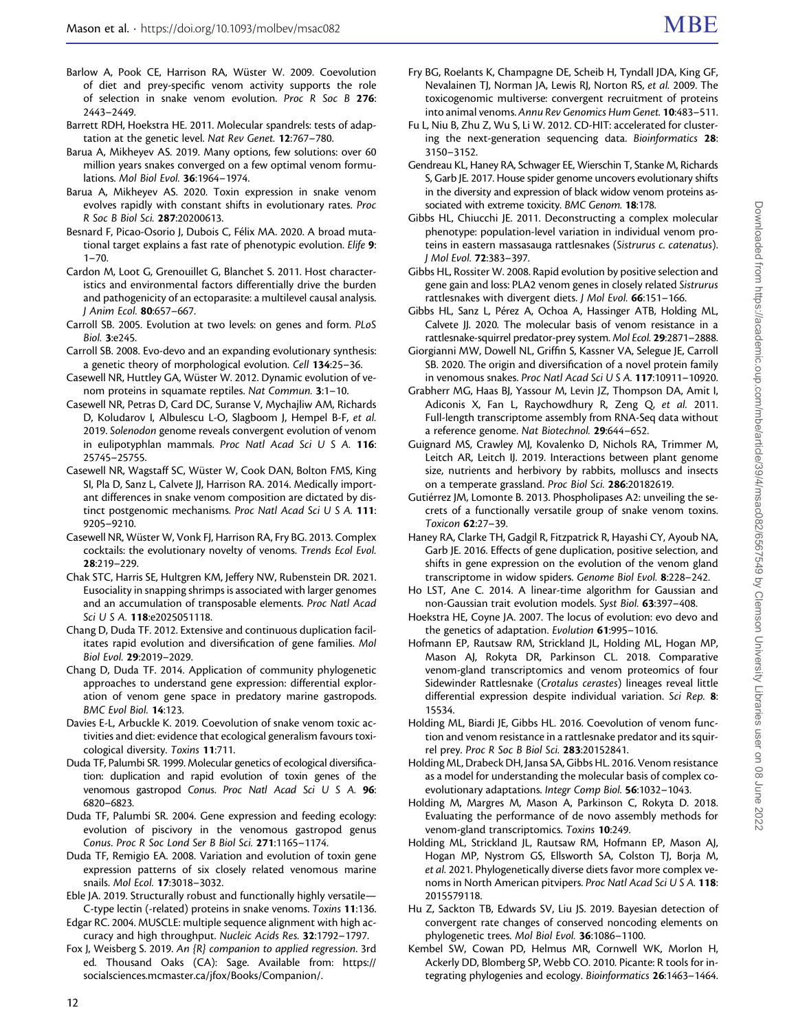Barlow A, Pook CE, Harrison RA, Wüster W. 2009. Coevolution of diet and prey-specific venom activity supports the role of selection in snake venom evolution. *Proc R Soc B* **276**: 2443–2449.

Barrett RDH, Hoekstra HE. 2011. Molecular spandrels: tests of adaptation at the genetic level. *Nat Rev Genet.* **12**:767–780.

Barua A, Mikheyev AS. 2019. Many options, few solutions: over 60 million years snakes converged on a few optimal venom formulations. *Mol Biol Evol.* **36**:1964–1974.

Barua A, Mikheyev AS. 2020. Toxin expression in snake venom evolves rapidly with constant shifts in evolutionary rates. *Proc R Soc B Biol Sci.* **287**:20200613.

Besnard F, Picao-Osorio J, Dubois C, Félix MA. 2020. A broad mutational target explains a fast rate of phenotypic evolution. *Elife* **9**: 1–70.

Cardon M, Loot G, Grenouillet G, Blanchet S. 2011. Host characteristics and environmental factors differentially drive the burden and pathogenicity of an ectoparasite: a multilevel causal analysis. *J Anim Ecol.* **80**:657–667.

Carroll SB. 2005. Evolution at two levels: on genes and form. *PLoS Biol.* **3**:e245.

Carroll SB. 2008. Evo-devo and an expanding evolutionary synthesis: a genetic theory of morphological evolution. *Cell* **134**:25–36.

Casewell NR, Huttley GA, Wüster W. 2012. Dynamic evolution of venom proteins in squamate reptiles. *Nat Commun.* **3**:1–10.

Casewell NR, Petras D, Card DC, Suranse V, Mychajliw AM, Richards D, Koludarov I, Albulescu L-O, Slagboom J, Hempel B-F, *et al.* 2019. *Solenodon* genome reveals convergent evolution of venom in eulipotyphlan mammals. *Proc Natl Acad Sci U S A.* **116**: 25745–25755.

Casewell NR, Wagstaff SC, Wüster W, Cook DAN, Bolton FMS, King SI, Pla D, Sanz L, Calvete JJ, Harrison RA. 2014. Medically important differences in snake venom composition are dictated by distinct postgenomic mechanisms. *Proc Natl Acad Sci U S A.* **111**: 9205–9210.

Casewell NR, Wüster W, Vonk FJ, Harrison RA, Fry BG. 2013. Complex cocktails: the evolutionary novelty of venoms. *Trends Ecol Evol.* **28**:219–229.

Chak STC, Harris SE, Hultgren KM, Jeffery NW, Rubenstein DR. 2021. Eusociality in snapping shrimps is associated with larger genomes and an accumulation of transposable elements. *Proc Natl Acad Sci U S A.* **118**:e2025051118.

Chang D, Duda TF. 2012. Extensive and continuous duplication facilitates rapid evolution and diversification of gene families. *Mol Biol Evol.* **29**:2019–2029.

Chang D, Duda TF. 2014. Application of community phylogenetic approaches to understand gene expression: differential exploration of venom gene space in predatory marine gastropods. *BMC Evol Biol.* **14**:123.

Davies E-L, Arbuckle K. 2019. Coevolution of snake venom toxic activities and diet: evidence that ecological generalism favours toxicological diversity. *Toxins* **11**:711.

Duda TF, Palumbi SR. 1999. Molecular genetics of ecological diversification: duplication and rapid evolution of toxin genes of the venomous gastropod *Conus*. *Proc Natl Acad Sci U S A.* **96**: 6820–6823.

Duda TF, Palumbi SR. 2004. Gene expression and feeding ecology: evolution of piscivory in the venomous gastropod genus *Conus*. *Proc R Soc Lond Ser B Biol Sci.* **271**:1165–1174.

Duda TF, Remigio EA. 2008. Variation and evolution of toxin gene expression patterns of six closely related venomous marine snails. *Mol Ecol.* **17**:3018–3032.

Eble JA. 2019. Structurally robust and functionally highly versatile—C-type lectin (-related) proteins in snake venoms. *Toxins* **11**:136.

Edgar RC. 2004. MUSCLE: multiple sequence alignment with high accuracy and high throughput. *Nucleic Acids Res.* **32**:1792–1797.

Fox J, Weisberg S. 2019. *An {R} companion to applied regression*. 3rd ed. Thousand Oaks (CA): Sage. Available from: https://socialsciences.mcmaster.ca/jfox/Books/Companion/.

Fry BG, Roelants K, Champagne DE, Scheib H, Tyndall JDA, King GF, Nevalainen TJ, Norman JA, Lewis RJ, Norton RS, *et al.* 2009. The toxicogenomic multiverse: convergent recruitment of proteins into animal venoms. *Annu Rev Genomics Hum Genet.* **10**:483–511.

Fu L, Niu B, Zhu Z, Wu S, Li W. 2012. CD-HIT: accelerated for clustering the next-generation sequencing data. *Bioinformatics* **28**: 3150–3152.

Gendreau KL, Haney RA, Schwager EE, Wierschin T, Stanke M, Richards S, Garb JE. 2017. House spider genome uncovers evolutionary shifts in the diversity and expression of black widow venom proteins associated with extreme toxicity. *BMC Genom.* **18**:178.

Gibbs HL, Chiucchi JE. 2011. Deconstructing a complex molecular phenotype: population-level variation in individual venom proteins in eastern massasauga rattlesnakes (*Sistrurus c. catenatus*). *J Mol Evol.* **72**:383–397.

Gibbs HL, Rossiter W. 2008. Rapid evolution by positive selection and gene gain and loss: PLA2 venom genes in closely related *Sistrurus* rattlesnakes with divergent diets. *J Mol Evol.* **66**:151–166.

Gibbs HL, Sanz L, Pérez A, Ochoa A, Hassinger ATB, Holding ML, Calvete JJ. 2020. The molecular basis of venom resistance in a rattlesnake-squirrel predator-prey system. *Mol Ecol.* **29**:2871–2888.

Giorgianni MW, Dowell NL, Griffin S, Kassner VA, Selegue JE, Carroll SB. 2020. The origin and diversification of a novel protein family in venomous snakes. *Proc Natl Acad Sci U S A.* **117**:10911–10920.

Grabherr MG, Haas BJ, Yassour M, Levin JZ, Thompson DA, Amit I, Adiconis X, Fan L, Raychowdhury R, Zeng Q, *et al.* 2011. Full-length transcriptome assembly from RNA-Seq data without a reference genome. *Nat Biotechnol.* **29**:644–652.

Guignard MS, Crawley MJ, Kovalenko D, Nichols RA, Trimmer M, Leitch AR, Leitch IJ. 2019. Interactions between plant genome size, nutrients and herbivory by rabbits, molluscs and insects on a temperate grassland. *Proc Biol Sci.* **286**:20182619.

Gutiérrez JM, Lomonte B. 2013. Phospholipases A2: unveiling the secrets of a functionally versatile group of snake venom toxins. *Toxicon* **62**:27–39.

Haney RA, Clarke TH, Gadgil R, Fitzpatrick R, Hayashi CY, Ayoub NA, Garb JE. 2016. Effects of gene duplication, positive selection, and shifts in gene expression on the evolution of the venom gland transcriptome in widow spiders. *Genome Biol Evol.* **8**:228–242.

Ho LST, Ane C. 2014. A linear-time algorithm for Gaussian and non-Gaussian trait evolution models. *Syst Biol.* **63**:397–408.

Hoekstra HE, Coyne JA. 2007. The locus of evolution: evo devo and the genetics of adaptation. *Evolution* **61**:995–1016.

Hofmann EP, Rautsaw RM, Strickland JL, Holding ML, Hogan MP, Mason AJ, Rokyta DR, Parkinson CL. 2018. Comparative venom-gland transcriptomics and venom proteomics of four Sidewinder Rattlesnake (*Crotalus cerastes*) lineages reveal little differential expression despite individual variation. *Sci Rep.* **8**: 15534.

Holding ML, Biardi JE, Gibbs HL. 2016. Coevolution of venom function and venom resistance in a rattlesnake predator and its squirrel prey. *Proc R Soc B Biol Sci.* **283**:20152841.

Holding ML, Drabeck DH, Jansa SA, Gibbs HL. 2016. Venom resistance as a model for understanding the molecular basis of complex coevolutionary adaptations. *Integr Comp Biol.* **56**:1032–1043.

Holding M, Margres M, Mason A, Parkinson C, Rokyta D. 2018. Evaluating the performance of de novo assembly methods for venom-gland transcriptomics. *Toxins* **10**:249.

Holding ML, Strickland JL, Rautsaw RM, Hofmann EP, Mason AJ, Hogan MP, Nystrom GS, Ellsworth SA, Colston TJ, Borja M, *et al.* 2021. Phylogenetically diverse diets favor more complex venoms in North American pitvipers. *Proc Natl Acad Sci U S A.* **118**: 2015579118.

Hu Z, Sackton TB, Edwards SV, Liu JS. 2019. Bayesian detection of convergent rate changes of conserved noncoding elements on phylogenetic trees. *Mol Biol Evol.* **36**:1086–1100.

Kembel SW, Cowan PD, Helmus MR, Cornwell WK, Morlon H, Ackerly DD, Blomberg SP, Webb CO. 2010. Picante: R tools for integrating phylogenies and ecology. *Bioinformatics* **26**:1463–1464.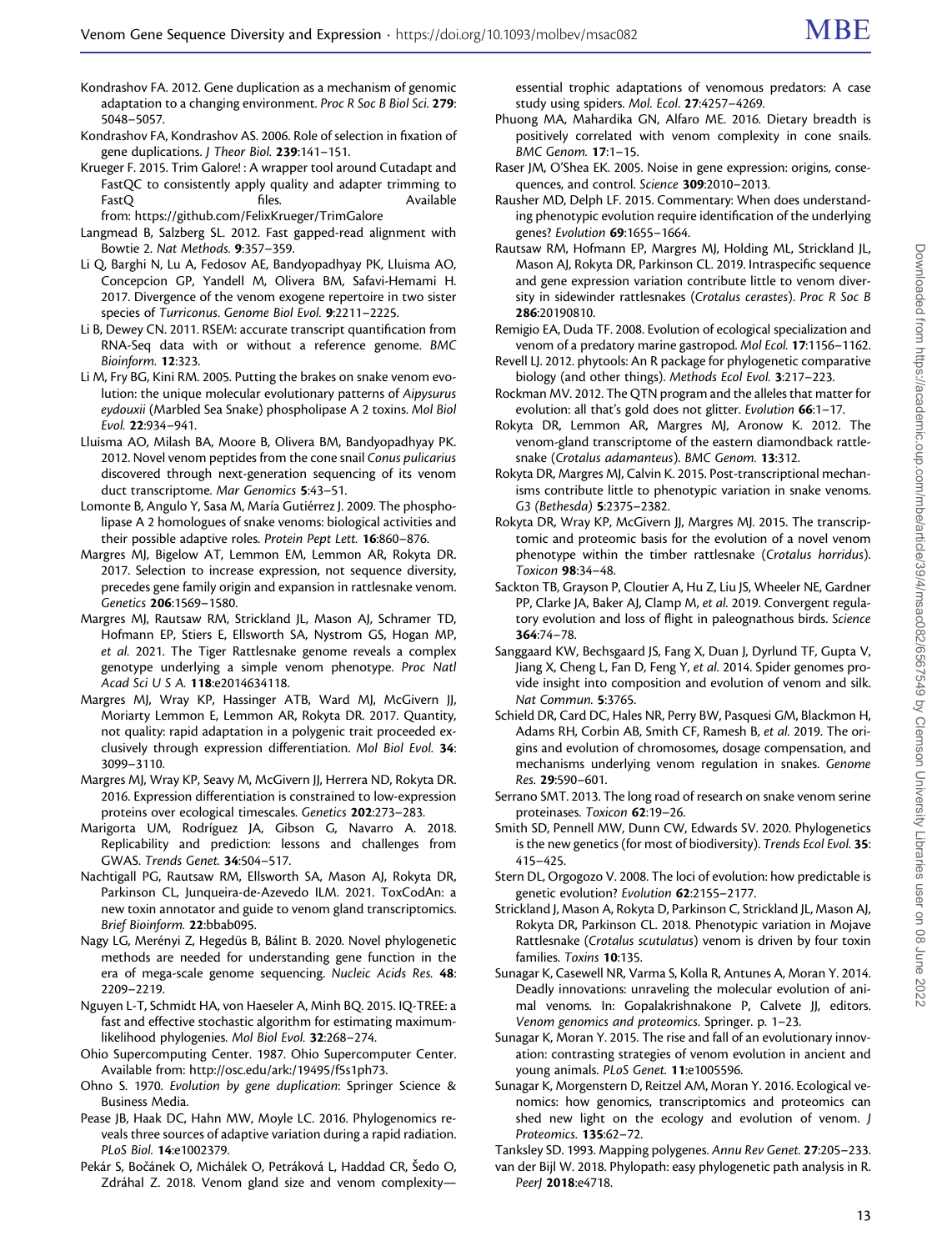Kondrashov FA. 2012. Gene duplication as a mechanism of genomic adaptation to a changing environment. *Proc R Soc B Biol Sci.* **279**: 5048–5057.

Kondrashov FA, Kondrashov AS. 2006. Role of selection in fixation of gene duplications. *J Theor Biol.* **239**:141–151.

Krueger F. 2015. Trim Galore! : A wrapper tool around Cutadapt and FastQC to consistently apply quality and adapter trimming to FastQ files. Available from: https://github.com/FelixKrueger/TrimGalore

Langmead B, Salzberg SL. 2012. Fast gapped-read alignment with Bowtie 2. *Nat Methods.* **9**:357–359.

Li Q, Barghi N, Lu A, Fedosov AE, Bandyopadhyay PK, Lluisma AO, Concepcion GP, Yandell M, Olivera BM, Safavi-Hemami H. 2017. Divergence of the venom exogene repertoire in two sister species of *Turriconus*. *Genome Biol Evol.* **9**:2211–2225.

Li B, Dewey CN. 2011. RSEM: accurate transcript quantification from RNA-Seq data with or without a reference genome. *BMC Bioinform.* **12**:323.

Li M, Fry BG, Kini RM. 2005. Putting the brakes on snake venom evolution: the unique molecular evolutionary patterns of *Aipysurus eydouxii* (Marbled Sea Snake) phospholipase A 2 toxins. *Mol Biol Evol.* **22**:934–941.

Lluisma AO, Milash BA, Moore B, Olivera BM, Bandyopadhyay PK. 2012. Novel venom peptides from the cone snail *Conus pulicarius* discovered through next-generation sequencing of its venom duct transcriptome. *Mar Genomics* **5**:43–51.

Lomonte B, Angulo Y, Sasa M, María Gutiérrez J. 2009. The phospholipase A 2 homologues of snake venoms: biological activities and their possible adaptive roles. *Protein Pept Lett.* **16**:860–876.

Margres MJ, Bigelow AT, Lemmon EM, Lemmon AR, Rokyta DR. 2017. Selection to increase expression, not sequence diversity, precedes gene family origin and expansion in rattlesnake venom. *Genetics* **206**:1569–1580.

Margres MJ, Rautsaw RM, Strickland JL, Mason AJ, Schramer TD, Hofmann EP, Stiers E, Ellsworth SA, Nystrom GS, Hogan MP, *et al.* 2021. The Tiger Rattlesnake genome reveals a complex genotype underlying a simple venom phenotype. *Proc Natl Acad Sci U S A.* **118**:e2014634118.

Margres MJ, Wray KP, Hassinger ATB, Ward MJ, McGivern JJ, Moriarty Lemmon E, Lemmon AR, Rokyta DR. 2017. Quantity, not quality: rapid adaptation in a polygenic trait proceeded exclusively through expression differentiation. *Mol Biol Evol.* **34**: 3099–3110.

Margres MJ, Wray KP, Seavy M, McGivern JJ, Herrera ND, Rokyta DR. 2016. Expression differentiation is constrained to low-expression proteins over ecological timescales. *Genetics* **202**:273–283.

Marigorta UM, Rodríguez JA, Gibson G, Navarro A. 2018. Replicability and prediction: lessons and challenges from GWAS. *Trends Genet.* **34**:504–517.

Nachtigall PG, Rautsaw RM, Ellsworth SA, Mason AJ, Rokyta DR, Parkinson CL, Junqueira-de-Azevedo ILM. 2021. ToxCodAn: a new toxin annotator and guide to venom gland transcriptomics. *Brief Bioinform.* **22**:bbab095.

Nagy LG, Merényi Z, Hegedüs B, Bálint B. 2020. Novel phylogenetic methods are needed for understanding gene function in the era of mega-scale genome sequencing. *Nucleic Acids Res.* **48**: 2209–2219.

Nguyen L-T, Schmidt HA, von Haeseler A, Minh BQ. 2015. IQ-TREE: a fast and effective stochastic algorithm for estimating maximum-likelihood phylogenies. *Mol Biol Evol.* **32**:268–274.

Ohio Supercomputing Center. 1987. Ohio Supercomputer Center. Available from: http://osc.edu/ark:/19495/f5s1ph73.

Ohno S. 1970. *Evolution by gene duplication*: Springer Science & Business Media.

Pease JB, Haak DC, Hahn MW, Moyle LC. 2016. Phylogenomics reveals three sources of adaptive variation during a rapid radiation. *PLoS Biol.* **14**:e1002379.

Pekár S, Bočánek O, Michálek O, Petráková L, Haddad CR, Šedo O, Zdráhal Z. 2018. Venom gland size and venom complexity—essential trophic adaptations of venomous predators: A case study using spiders. *Mol. Ecol.* **27**:4257–4269.

Phuong MA, Mahardika GN, Alfaro ME. 2016. Dietary breadth is positively correlated with venom complexity in cone snails. *BMC Genom.* **17**:1–15.

Raser JM, O'Shea EK. 2005. Noise in gene expression: origins, consequences, and control. *Science* **309**:2010–2013.

Rausher MD, Delph LF. 2015. Commentary: When does understanding phenotypic evolution require identification of the underlying genes? *Evolution* **69**:1655–1664.

Rautsaw RM, Hofmann EP, Margres MJ, Holding ML, Strickland JL, Mason AJ, Rokyta DR, Parkinson CL. 2019. Intraspecific sequence and gene expression variation contribute little to venom diversity in sidewinder rattlesnakes (*Crotalus cerastes*). *Proc R Soc B* **286**:20190810.

Remigio EA, Duda TF. 2008. Evolution of ecological specialization and venom of a predatory marine gastropod. *Mol Ecol.* **17**:1156–1162.

Revell LJ. 2012. phytools: An R package for phylogenetic comparative biology (and other things). *Methods Ecol Evol.* **3**:217–223.

Rockman MV. 2012. The QTN program and the alleles that matter for evolution: all that's gold does not glitter. *Evolution* **66**:1–17.

Rokyta DR, Lemmon AR, Margres MJ, Aronow K. 2012. The venom-gland transcriptome of the eastern diamondback rattlesnake (*Crotalus adamanteus*). *BMC Genom.* **13**:312.

Rokyta DR, Margres MJ, Calvin K. 2015. Post-transcriptional mechanisms contribute little to phenotypic variation in snake venoms. *G3 (Bethesda)* **5**:2375–2382.

Rokyta DR, Wray KP, McGivern JJ, Margres MJ. 2015. The transcriptomic and proteomic basis for the evolution of a novel venom phenotype within the timber rattlesnake (*Crotalus horridus*). *Toxicon* **98**:34–48.

Sackton TB, Grayson P, Cloutier A, Hu Z, Liu JS, Wheeler NE, Gardner PP, Clarke JA, Baker AJ, Clamp M, *et al.* 2019. Convergent regulatory evolution and loss of flight in paleognathous birds. *Science* **364**:74–78.

Sanggaard KW, Bechsgaard JS, Fang X, Duan J, Dyrlund TF, Gupta V, Jiang X, Cheng L, Fan D, Feng Y, *et al.* 2014. Spider genomes provide insight into composition and evolution of venom and silk. *Nat Commun.* **5**:3765.

Schield DR, Card DC, Hales NR, Perry BW, Pasquesi GM, Blackmon H, Adams RH, Corbin AB, Smith CF, Ramesh B, *et al.* 2019. The origins and evolution of chromosomes, dosage compensation, and mechanisms underlying venom regulation in snakes. *Genome Res.* **29**:590–601.

Serrano SMT. 2013. The long road of research on snake venom serine proteinases. *Toxicon* **62**:19–26.

Smith SD, Pennell MW, Dunn CW, Edwards SV. 2020. Phylogenetics is the new genetics (for most of biodiversity). *Trends Ecol Evol.* **35**: 415–425.

Stern DL, Orgogozo V. 2008. The loci of evolution: how predictable is genetic evolution? *Evolution* **62**:2155–2177.

Strickland J, Mason A, Rokyta D, Parkinson C, Strickland JL, Mason AJ, Rokyta DR, Parkinson CL. 2018. Phenotypic variation in Mojave Rattlesnake (*Crotalus scutulatus*) venom is driven by four toxin families. *Toxins* **10**:135.

Sunagar K, Casewell NR, Varma S, Kolla R, Antunes A, Moran Y. 2014. Deadly innovations: unraveling the molecular evolution of animal venoms. In: Gopalakrishnakone P, Calvete JJ, editors. *Venom genomics and proteomics*. Springer. p. 1–23.

Sunagar K, Moran Y. 2015. The rise and fall of an evolutionary innovation: contrasting strategies of venom evolution in ancient and young animals. *PLoS Genet.* **11**:e1005596.

Sunagar K, Morgenstern D, Reitzel AM, Moran Y. 2016. Ecological venomics: how genomics, transcriptomics and proteomics can shed new light on the ecology and evolution of venom. *J Proteomics.* **135**:62–72.

Tanksley SD. 1993. Mapping polygenes. *Annu Rev Genet.* **27**:205–233.

van der Bijl W. 2018. Phylopath: easy phylogenetic path analysis in R. *PeerJ* **2018**:e4718.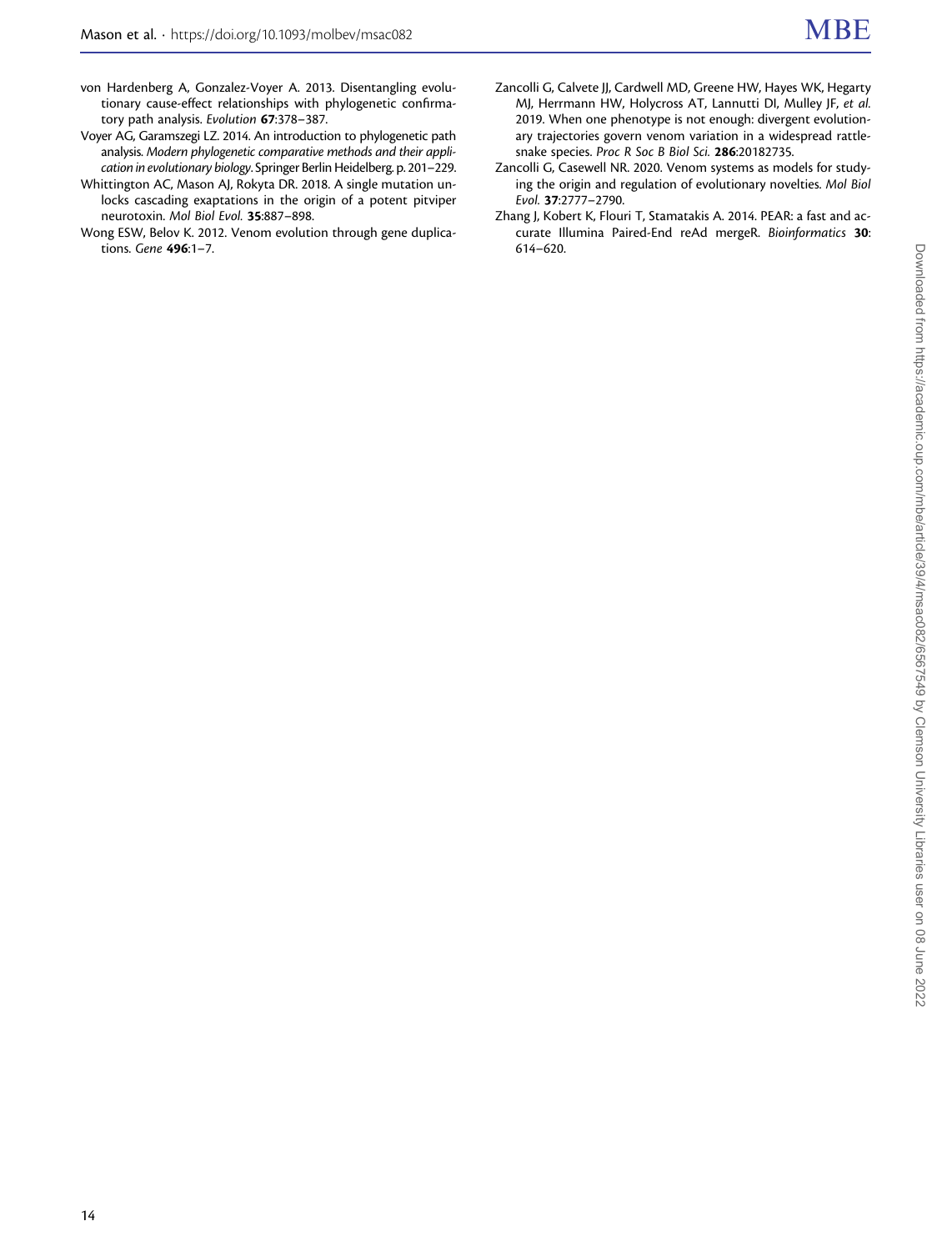von Hardenberg A, Gonzalez-Voyer A. 2013. Disentangling evolutionary cause-effect relationships with phylogenetic confirmatory path analysis. *Evolution* **67**:378–387.

Voyer AG, Garamszegi LZ. 2014. An introduction to phylogenetic path analysis. *Modern phylogenetic comparative methods and their application in evolutionary biology*. Springer Berlin Heidelberg. p. 201–229.

Whittington AC, Mason AJ, Rokyta DR. 2018. A single mutation unlocks cascading exaptations in the origin of a potent pitviper neurotoxin. *Mol Biol Evol.* **35**:887–898.

Wong ESW, Belov K. 2012. Venom evolution through gene duplications. *Gene* **496**:1–7.

Zancolli G, Calvete JJ, Cardwell MD, Greene HW, Hayes WK, Hegarty MJ, Herrmann HW, Holycross AT, Lannutti DI, Mulley JF, *et al.* 2019. When one phenotype is not enough: divergent evolutionary trajectories govern venom variation in a widespread rattlesnake species. *Proc R Soc B Biol Sci.* **286**:20182735.

Zancolli G, Casewell NR. 2020. Venom systems as models for studying the origin and regulation of evolutionary novelties. *Mol Biol Evol.* **37**:2777–2790.

Zhang J, Kobert K, Flouri T, Stamatakis A. 2014. PEAR: a fast and accurate Illumina Paired-End reAd mergeR. *Bioinformatics* **30**: 614–620.